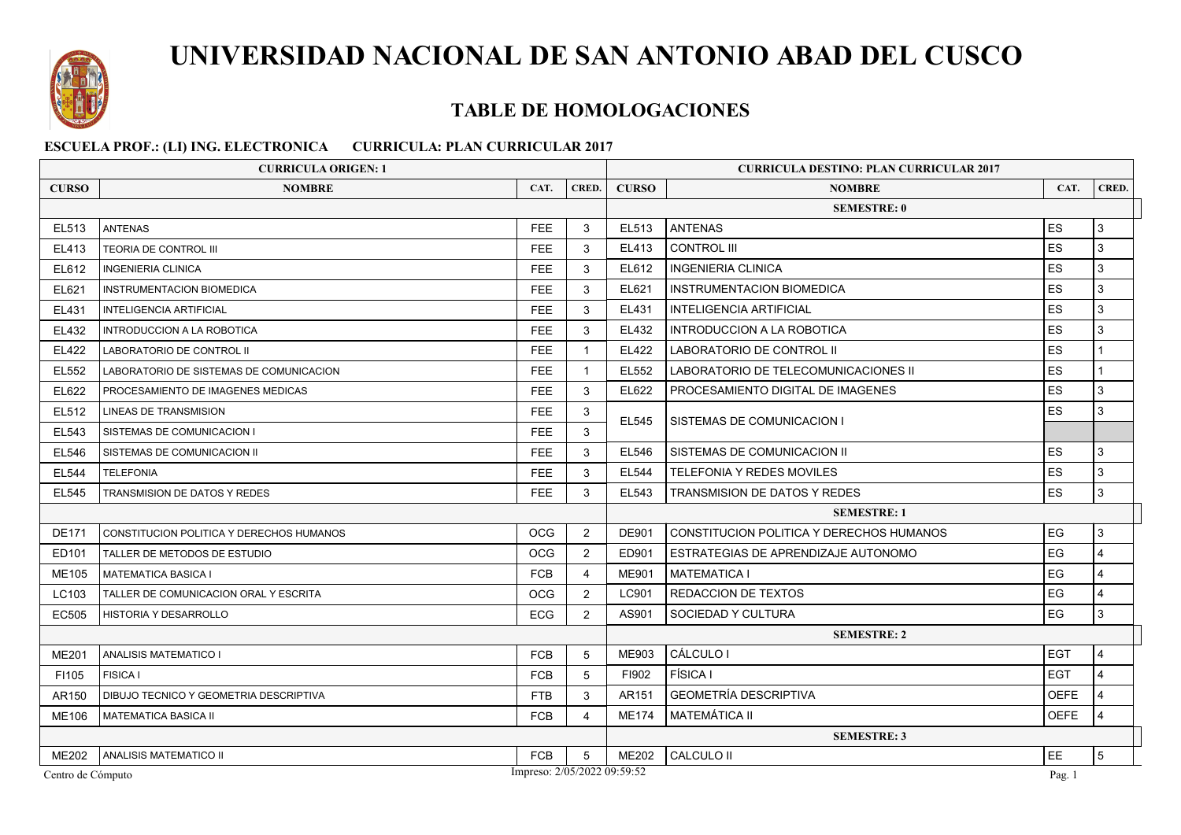# UNIVERSIDAD NACIONAL DE SAN ANTONIO ABAD DEL CUSCO

## TABLE DE HOMOLOGACIONES

**ESCUELA PROF.: (LI) ING. ELECTRONICA CURRICULA: PLAN CURRICULAR 2017**

| CURRICULA ORIGEN: 1 | | | | CURRICULA DESTINO: PLAN CURRICULAR 2017 | | | |
|---|---|---|---|---|---|---|---|
| **CURSO** | **NOMBRE** | **CAT.** | **CRED.** | **CURSO** | **NOMBRE** | **CAT.** | **CRED.** |
| | | | | | **SEMESTRE: 0** | | |
| EL513 | ANTENAS | FEE | 3 | EL513 | ANTENAS | ES | 3 |
| EL413 | TEORIA DE CONTROL III | FEE | 3 | EL413 | CONTROL III | ES | 3 |
| EL612 | INGENIERIA CLINICA | FEE | 3 | EL612 | INGENIERIA CLINICA | ES | 3 |
| EL621 | INSTRUMENTACION BIOMEDICA | FEE | 3 | EL621 | INSTRUMENTACION BIOMEDICA | ES | 3 |
| EL431 | INTELIGENCIA ARTIFICIAL | FEE | 3 | EL431 | INTELIGENCIA ARTIFICIAL | ES | 3 |
| EL432 | INTRODUCCION A LA ROBOTICA | FEE | 3 | EL432 | INTRODUCCION A LA ROBOTICA | ES | 3 |
| EL422 | LABORATORIO DE CONTROL II | FEE | 1 | EL422 | LABORATORIO DE CONTROL II | ES | 1 |
| EL552 | LABORATORIO DE SISTEMAS DE COMUNICACION | FEE | 1 | EL552 | LABORATORIO DE TELECOMUNICACIONES II | ES | 1 |
| EL622 | PROCESAMIENTO DE IMAGENES MEDICAS | FEE | 3 | EL622 | PROCESAMIENTO DIGITAL DE IMAGENES | ES | 3 |
| EL512 | LINEAS DE TRANSMISION | FEE | 3 | EL545 | SISTEMAS DE COMUNICACION I | ES | 3 |
| EL543 | SISTEMAS DE COMUNICACION I | FEE | 3 | | | | |
| EL546 | SISTEMAS DE COMUNICACION II | FEE | 3 | EL546 | SISTEMAS DE COMUNICACION II | ES | 3 |
| EL544 | TELEFONIA | FEE | 3 | EL544 | TELEFONIA Y REDES MOVILES | ES | 3 |
| EL545 | TRANSMISION DE DATOS Y REDES | FEE | 3 | EL543 | TRANSMISION DE DATOS Y REDES | ES | 3 |
| | | | | | **SEMESTRE: 1** | | |
| DE171 | CONSTITUCION POLITICA Y DERECHOS HUMANOS | OCG | 2 | DE901 | CONSTITUCION POLITICA Y DERECHOS HUMANOS | EG | 3 |
| ED101 | TALLER DE METODOS DE ESTUDIO | OCG | 2 | ED901 | ESTRATEGIAS DE APRENDIZAJE AUTONOMO | EG | 4 |
| ME105 | MATEMATICA BASICA I | FCB | 4 | ME901 | MATEMATICA I | EG | 4 |
| LC103 | TALLER DE COMUNICACION ORAL Y ESCRITA | OCG | 2 | LC901 | REDACCION DE TEXTOS | EG | 4 |
| EC505 | HISTORIA Y DESARROLLO | ECG | 2 | AS901 | SOCIEDAD Y CULTURA | EG | 3 |
| | | | | | **SEMESTRE: 2** | | |
| ME201 | ANALISIS MATEMATICO I | FCB | 5 | ME903 | CÁLCULO I | EGT | 4 |
| FI105 | FISICA I | FCB | 5 | FI902 | FÍSICA I | EGT | 4 |
| AR150 | DIBUJO TECNICO Y GEOMETRIA DESCRIPTIVA | FTB | 3 | AR151 | GEOMETRÍA DESCRIPTIVA | OEFE | 4 |
| ME106 | MATEMATICA BASICA II | FCB | 4 | ME174 | MATEMÁTICA II | OEFE | 4 |
| | | | | | **SEMESTRE: 3** | | |
| ME202 | ANALISIS MATEMATICO II | FCB | 5 | ME202 | CALCULO II | EE | 5 |

Centro de Cómputo — Impreso: 2/05/2022 09:59:52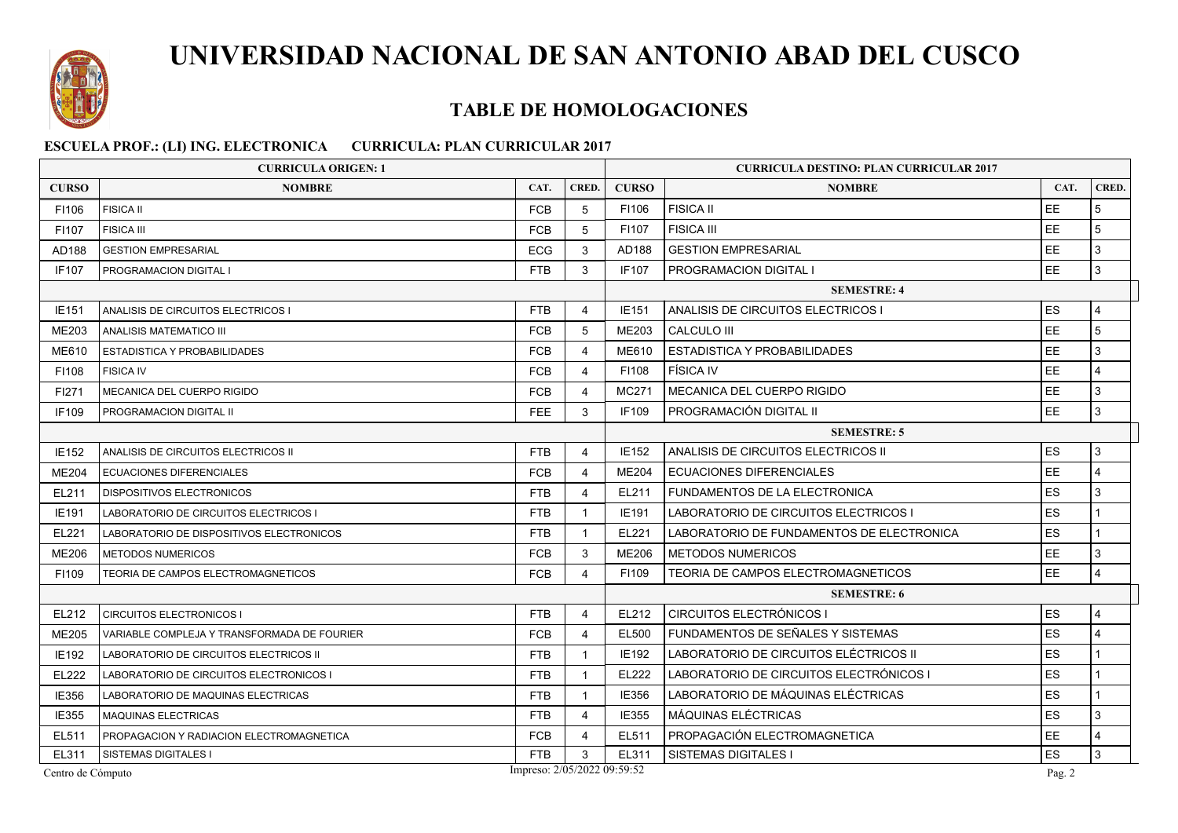# UNIVERSIDAD NACIONAL DE SAN ANTONIO ABAD DEL CUSCO

## TABLE DE HOMOLOGACIONES

**ESCUELA PROF.: (LI) ING. ELECTRONICA CURRICULA: PLAN CURRICULAR 2017**

| CURRICULA ORIGEN: 1 | | | | CURRICULA DESTINO: PLAN CURRICULAR 2017 | | | |
|---|---|---|---|---|---|---|---|
| CURSO | NOMBRE | CAT. | CRED. | CURSO | NOMBRE | CAT. | CRED. |
| FI106 | FISICA II | FCB | 5 | FI106 | FISICA II | EE | 5 |
| FI107 | FISICA III | FCB | 5 | FI107 | FISICA III | EE | 5 |
| AD188 | GESTION EMPRESARIAL | ECG | 3 | AD188 | GESTION EMPRESARIAL | EE | 3 |
| IF107 | PROGRAMACION DIGITAL I | FTB | 3 | IF107 | PROGRAMACION DIGITAL I | EE | 3 |
| | | | | | **SEMESTRE: 4** | | |
| IE151 | ANALISIS DE CIRCUITOS ELECTRICOS I | FTB | 4 | IE151 | ANALISIS DE CIRCUITOS ELECTRICOS I | ES | 4 |
| ME203 | ANALISIS MATEMATICO III | FCB | 5 | ME203 | CALCULO III | EE | 5 |
| ME610 | ESTADISTICA Y PROBABILIDADES | FCB | 4 | ME610 | ESTADISTICA Y PROBABILIDADES | EE | 3 |
| FI108 | FISICA IV | FCB | 4 | FI108 | FÍSICA IV | EE | 4 |
| FI271 | MECANICA DEL CUERPO RIGIDO | FCB | 4 | MC271 | MECANICA DEL CUERPO RIGIDO | EE | 3 |
| IF109 | PROGRAMACION DIGITAL II | FEE | 3 | IF109 | PROGRAMACIÓN DIGITAL II | EE | 3 |
| | | | | | **SEMESTRE: 5** | | |
| IE152 | ANALISIS DE CIRCUITOS ELECTRICOS II | FTB | 4 | IE152 | ANALISIS DE CIRCUITOS ELECTRICOS II | ES | 3 |
| ME204 | ECUACIONES DIFERENCIALES | FCB | 4 | ME204 | ECUACIONES DIFERENCIALES | EE | 4 |
| EL211 | DISPOSITIVOS ELECTRONICOS | FTB | 4 | EL211 | FUNDAMENTOS DE LA ELECTRONICA | ES | 3 |
| IE191 | LABORATORIO DE CIRCUITOS ELECTRICOS I | FTB | 1 | IE191 | LABORATORIO DE CIRCUITOS ELECTRICOS I | ES | 1 |
| EL221 | LABORATORIO DE DISPOSITIVOS ELECTRONICOS | FTB | 1 | EL221 | LABORATORIO DE FUNDAMENTOS DE ELECTRONICA | ES | 1 |
| ME206 | METODOS NUMERICOS | FCB | 3 | ME206 | METODOS NUMERICOS | EE | 3 |
| FI109 | TEORIA DE CAMPOS ELECTROMAGNETICOS | FCB | 4 | FI109 | TEORIA DE CAMPOS ELECTROMAGNETICOS | EE | 4 |
| | | | | | **SEMESTRE: 6** | | |
| EL212 | CIRCUITOS ELECTRONICOS I | FTB | 4 | EL212 | CIRCUITOS ELECTRÓNICOS I | ES | 4 |
| ME205 | VARIABLE COMPLEJA Y TRANSFORMADA DE FOURIER | FCB | 4 | EL500 | FUNDAMENTOS DE SEÑALES Y SISTEMAS | ES | 4 |
| IE192 | LABORATORIO DE CIRCUITOS ELECTRICOS II | FTB | 1 | IE192 | LABORATORIO DE CIRCUITOS ELÉCTRICOS II | ES | 1 |
| EL222 | LABORATORIO DE CIRCUITOS ELECTRONICOS I | FTB | 1 | EL222 | LABORATORIO DE CIRCUITOS ELECTRÓNICOS I | ES | 1 |
| IE356 | LABORATORIO DE MAQUINAS ELECTRICAS | FTB | 1 | IE356 | LABORATORIO DE MÁQUINAS ELÉCTRICAS | ES | 1 |
| IE355 | MAQUINAS ELECTRICAS | FTB | 4 | IE355 | MÁQUINAS ELÉCTRICAS | ES | 3 |
| EL511 | PROPAGACION Y RADIACION ELECTROMAGNETICA | FCB | 4 | EL511 | PROPAGACIÓN ELECTROMAGNETICA | EE | 4 |
| EL311 | SISTEMAS DIGITALES I | FTB | 3 | EL311 | SISTEMAS DIGITALES I | ES | 3 |

Centro de Cómputo    Impreso: 2/05/2022 09:59:52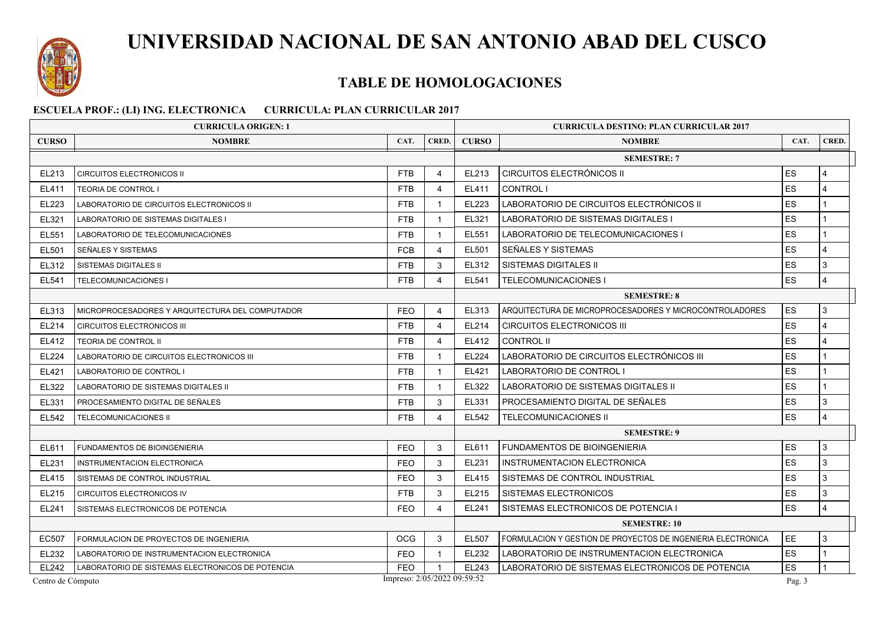# UNIVERSIDAD NACIONAL DE SAN ANTONIO ABAD DEL CUSCO

## TABLE DE HOMOLOGACIONES

### ESCUELA PROF.: (LI) ING. ELECTRONICA    CURRICULA: PLAN CURRICULAR 2017

| CURRICULA ORIGEN: 1 | | | | CURRICULA DESTINO: PLAN CURRICULAR 2017 | | | |
|---|---|---|---|---|---|---|---|
| **CURSO** | **NOMBRE** | **CAT.** | **CRED.** | **CURSO** | **NOMBRE** | **CAT.** | **CRED.** |
| | | | | | **SEMESTRE: 7** | | |
| EL213 | CIRCUITOS ELECTRONICOS II | FTB | 4 | EL213 | CIRCUITOS ELECTRÓNICOS II | ES | 4 |
| EL411 | TEORIA DE CONTROL I | FTB | 4 | EL411 | CONTROL I | ES | 4 |
| EL223 | LABORATORIO DE CIRCUITOS ELECTRONICOS II | FTB | 1 | EL223 | LABORATORIO DE CIRCUITOS ELECTRÓNICOS II | ES | 1 |
| EL321 | LABORATORIO DE SISTEMAS DIGITALES I | FTB | 1 | EL321 | LABORATORIO DE SISTEMAS DIGITALES I | ES | 1 |
| EL551 | LABORATORIO DE TELECOMUNICACIONES | FTB | 1 | EL551 | LABORATORIO DE TELECOMUNICACIONES I | ES | 1 |
| EL501 | SEÑALES Y SISTEMAS | FCB | 4 | EL501 | SEÑALES Y SISTEMAS | ES | 4 |
| EL312 | SISTEMAS DIGITALES II | FTB | 3 | EL312 | SISTEMAS DIGITALES II | ES | 3 |
| EL541 | TELECOMUNICACIONES I | FTB | 4 | EL541 | TELECOMUNICACIONES I | ES | 4 |
| | | | | | **SEMESTRE: 8** | | |
| EL313 | MICROPROCESADORES Y ARQUITECTURA DEL COMPUTADOR | FEO | 4 | EL313 | ARQUITECTURA DE MICROPROCESADORES Y MICROCONTROLADORES | ES | 3 |
| EL214 | CIRCUITOS ELECTRONICOS III | FTB | 4 | EL214 | CIRCUITOS ELECTRONICOS III | ES | 4 |
| EL412 | TEORIA DE CONTROL II | FTB | 4 | EL412 | CONTROL II | ES | 4 |
| EL224 | LABORATORIO DE CIRCUITOS ELECTRONICOS III | FTB | 1 | EL224 | LABORATORIO DE CIRCUITOS ELECTRÓNICOS III | ES | 1 |
| EL421 | LABORATORIO DE CONTROL I | FTB | 1 | EL421 | LABORATORIO DE CONTROL I | ES | 1 |
| EL322 | LABORATORIO DE SISTEMAS DIGITALES II | FTB | 1 | EL322 | LABORATORIO DE SISTEMAS DIGITALES II | ES | 1 |
| EL331 | PROCESAMIENTO DIGITAL DE SEÑALES | FTB | 3 | EL331 | PROCESAMIENTO DIGITAL DE SEÑALES | ES | 3 |
| EL542 | TELECOMUNICACIONES II | FTB | 4 | EL542 | TELECOMUNICACIONES II | ES | 4 |
| | | | | | **SEMESTRE: 9** | | |
| EL611 | FUNDAMENTOS DE BIOINGENIERIA | FEO | 3 | EL611 | FUNDAMENTOS DE BIOINGENIERIA | ES | 3 |
| EL231 | INSTRUMENTACION ELECTRONICA | FEO | 3 | EL231 | INSTRUMENTACION ELECTRONICA | ES | 3 |
| EL415 | SISTEMAS DE CONTROL INDUSTRIAL | FEO | 3 | EL415 | SISTEMAS DE CONTROL INDUSTRIAL | ES | 3 |
| EL215 | CIRCUITOS ELECTRONICOS IV | FTB | 3 | EL215 | SISTEMAS ELECTRONICOS | ES | 3 |
| EL241 | SISTEMAS ELECTRONICOS DE POTENCIA | FEO | 4 | EL241 | SISTEMAS ELECTRONICOS DE POTENCIA I | ES | 4 |
| | | | | | **SEMESTRE: 10** | | |
| EC507 | FORMULACION DE PROYECTOS DE INGENIERIA | OCG | 3 | EL507 | FORMULACION Y GESTION DE PROYECTOS DE INGENIERIA ELECTRONICA | EE | 3 |
| EL232 | LABORATORIO DE INSTRUMENTACION ELECTRONICA | FEO | 1 | EL232 | LABORATORIO DE INSTRUMENTACION ELECTRONICA | ES | 1 |
| EL242 | LABORATORIO DE SISTEMAS ELECTRONICOS DE POTENCIA | FEO | 1 | EL243 | LABORATORIO DE SISTEMAS ELECTRONICOS DE POTENCIA | ES | 1 |

Centro de Cómputo    Impreso: 2/05/2022 09:59:52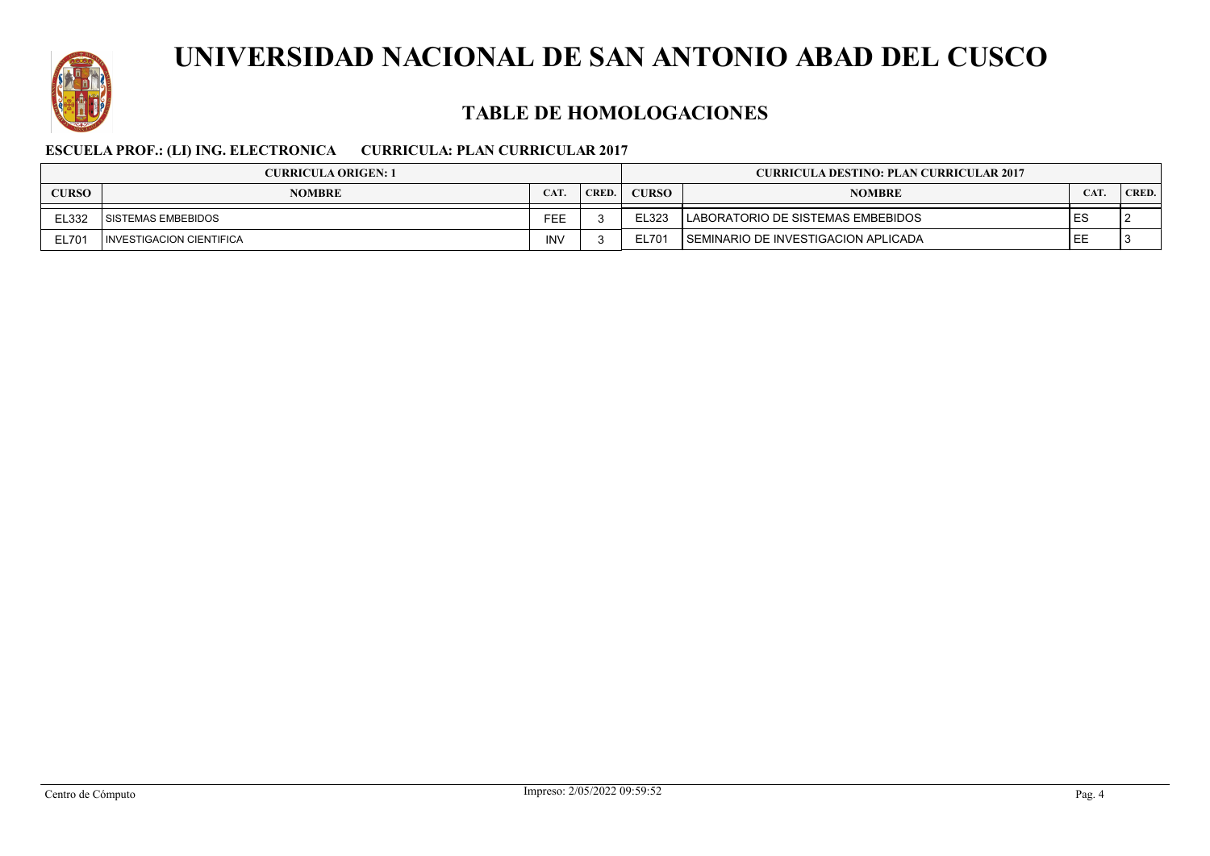# UNIVERSIDAD NACIONAL DE SAN ANTONIO ABAD DEL CUSCO

## TABLE DE HOMOLOGACIONES

**ESCUELA PROF.: (LI) ING. ELECTRONICA    CURRICULA: PLAN CURRICULAR 2017**

| CURRICULA ORIGEN: 1 | | | | CURRICULA DESTINO: PLAN CURRICULAR 2017 | | | |
|---|---|---|---|---|---|---|---|
| **CURSO** | **NOMBRE** | **CAT.** | **CRED.** | **CURSO** | **NOMBRE** | **CAT.** | **CRED.** |
| EL332 | SISTEMAS EMBEBIDOS | FEE | 3 | EL323 | LABORATORIO DE SISTEMAS EMBEBIDOS | ES | 2 |
| EL701 | INVESTIGACION CIENTIFICA | INV | 3 | EL701 | SEMINARIO DE INVESTIGACION APLICADA | EE | 3 |

Centro de Cómputo    Impreso: 2/05/2022 09:59:52